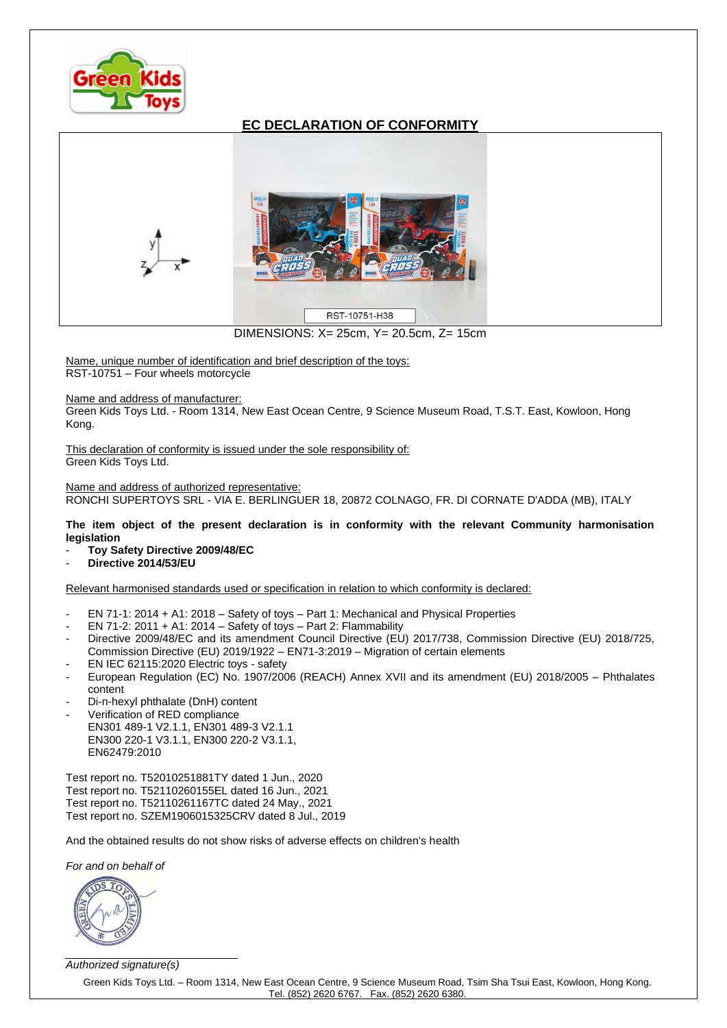# EC DECLARATION OF CONFORMITY

RST-10751-H38

DIMENSIONS: X= 25cm, Y= 20.5cm, Z= 15cm

Name, unique number of identification and brief description of the toys:
RST-10751 – Four wheels motorcycle

Name and address of manufacturer:
Green Kids Toys Ltd. - Room 1314, New East Ocean Centre, 9 Science Museum Road, T.S.T. East, Kowloon, Hong Kong.

This declaration of conformity is issued under the sole responsibility of:
Green Kids Toys Ltd.

Name and address of authorized representative:
RONCHI SUPERTOYS SRL - VIA E. BERLINGUER 18, 20872 COLNAGO, FR. DI CORNATE D'ADDA (MB), ITALY

**The item object of the present declaration is in conformity with the relevant Community harmonisation legislation**

- **Toy Safety Directive 2009/48/EC**
- **Directive 2014/53/EU**

Relevant harmonised standards used or specification in relation to which conformity is declared:

- EN 71-1: 2014 + A1: 2018 – Safety of toys – Part 1: Mechanical and Physical Properties
- EN 71-2: 2011 + A1: 2014 – Safety of toys – Part 2: Flammability
- Directive 2009/48/EC and its amendment Council Directive (EU) 2017/738, Commission Directive (EU) 2018/725, Commission Directive (EU) 2019/1922 – EN71-3:2019 – Migration of certain elements
- EN IEC 62115:2020 Electric toys - safety
- European Regulation (EC) No. 1907/2006 (REACH) Annex XVII and its amendment (EU) 2018/2005 – Phthalates content
- Di-n-hexyl phthalate (DnH) content
- Verification of RED compliance
  EN301 489-1 V2.1.1, EN301 489-3 V2.1.1
  EN300 220-1 V3.1.1, EN300 220-2 V3.1.1,
  EN62479:2010

Test report no. T52010251881TY dated 1 Jun., 2020
Test report no. T52110260155EL dated 16 Jun., 2021
Test report no. T52110261167TC dated 24 May., 2021
Test report no. SZEM1906015325CRV dated 8 Jul., 2019

And the obtained results do not show risks of adverse effects on children's health

*For and on behalf of*

*Authorized signature(s)*

Green Kids Toys Ltd. – Room 1314, New East Ocean Centre, 9 Science Museum Road, Tsim Sha Tsui East, Kowloon, Hong Kong.
Tel. (852) 2620 6767. Fax. (852) 2620 6380.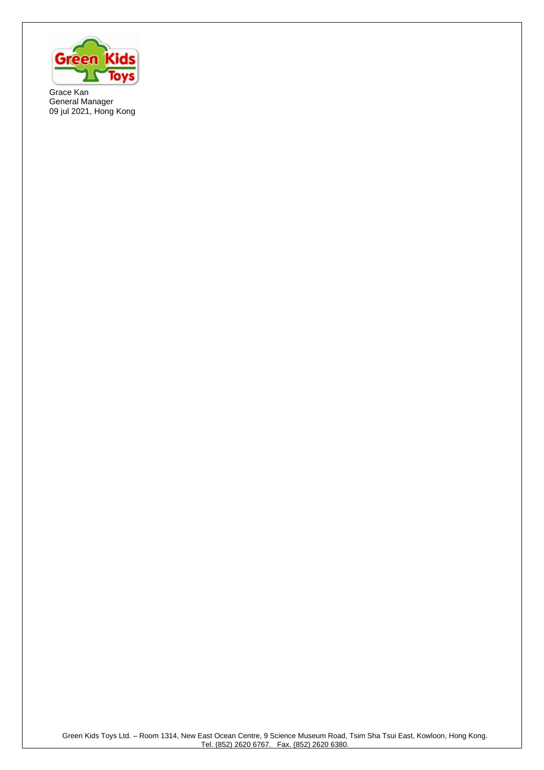Grace Kan
General Manager
09 jul 2021, Hong Kong

Green Kids Toys Ltd. – Room 1314, New East Ocean Centre, 9 Science Museum Road, Tsim Sha Tsui East, Kowloon, Hong Kong.
Tel. (852) 2620 6767. Fax. (852) 2620 6380.